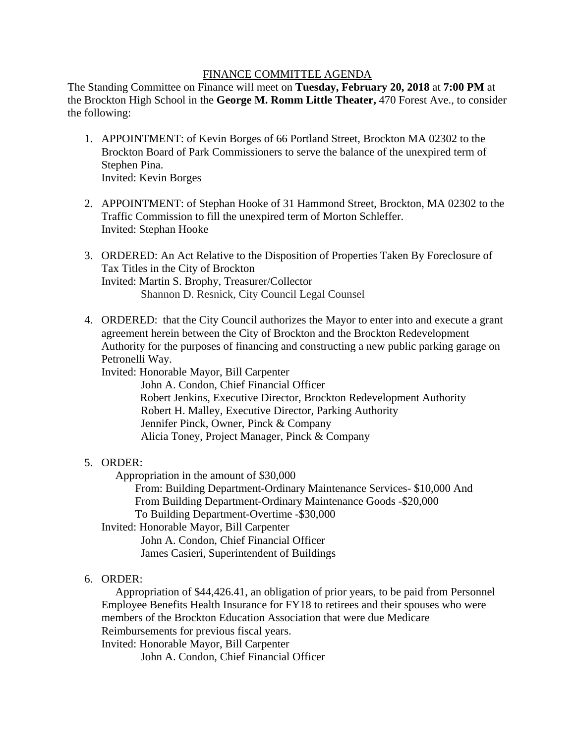# FINANCE COMMITTEE AGENDA

The Standing Committee on Finance will meet on **Tuesday, February 20, 2018** at **7:00 PM** at the Brockton High School in the **George M. Romm Little Theater,** 470 Forest Ave., to consider the following:

1. APPOINTMENT: of Kevin Borges of 66 Portland Street, Brockton MA 02302 to the Brockton Board of Park Commissioners to serve the balance of the unexpired term of Stephen Pina.
   Invited: Kevin Borges

2. APPOINTMENT: of Stephan Hooke of 31 Hammond Street, Brockton, MA 02302 to the Traffic Commission to fill the unexpired term of Morton Schleffer.
   Invited: Stephan Hooke

3. ORDERED: An Act Relative to the Disposition of Properties Taken By Foreclosure of Tax Titles in the City of Brockton
   Invited: Martin S. Brophy, Treasurer/Collector
   Shannon D. Resnick, City Council Legal Counsel

4. ORDERED: that the City Council authorizes the Mayor to enter into and execute a grant agreement herein between the City of Brockton and the Brockton Redevelopment Authority for the purposes of financing and constructing a new public parking garage on Petronelli Way.
   Invited: Honorable Mayor, Bill Carpenter
   John A. Condon, Chief Financial Officer
   Robert Jenkins, Executive Director, Brockton Redevelopment Authority
   Robert H. Malley, Executive Director, Parking Authority
   Jennifer Pinck, Owner, Pinck & Company
   Alicia Toney, Project Manager, Pinck & Company

5. ORDER:
   Appropriation in the amount of $30,000
   From: Building Department-Ordinary Maintenance Services- $10,000 And
   From Building Department-Ordinary Maintenance Goods -$20,000
   To Building Department-Overtime -$30,000
   Invited: Honorable Mayor, Bill Carpenter
   John A. Condon, Chief Financial Officer
   James Casieri, Superintendent of Buildings

6. ORDER:
   Appropriation of $44,426.41, an obligation of prior years, to be paid from Personnel Employee Benefits Health Insurance for FY18 to retirees and their spouses who were members of the Brockton Education Association that were due Medicare Reimbursements for previous fiscal years.
   Invited: Honorable Mayor, Bill Carpenter
   John A. Condon, Chief Financial Officer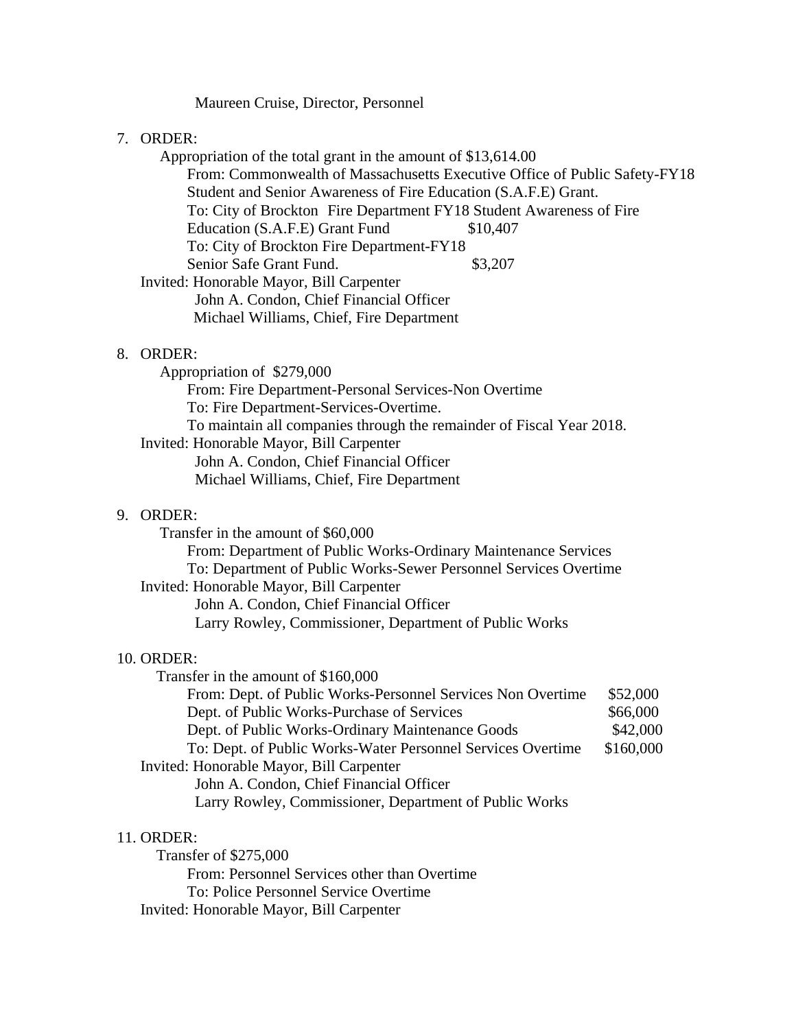Maureen Cruise, Director, Personnel

7. ORDER:

   Appropriation of the total grant in the amount of $13,614.00

   From: Commonwealth of Massachusetts Executive Office of Public Safety-FY18 Student and Senior Awareness of Fire Education (S.A.F.E) Grant.

   To: City of Brockton Fire Department FY18 Student Awareness of Fire Education (S.A.F.E) Grant Fund $10,407

   To: City of Brockton Fire Department-FY18 Senior Safe Grant Fund. $3,207

   Invited: Honorable Mayor, Bill Carpenter
   John A. Condon, Chief Financial Officer
   Michael Williams, Chief, Fire Department

8. ORDER:

   Appropriation of $279,000

   From: Fire Department-Personal Services-Non Overtime

   To: Fire Department-Services-Overtime.

   To maintain all companies through the remainder of Fiscal Year 2018.

   Invited: Honorable Mayor, Bill Carpenter
   John A. Condon, Chief Financial Officer
   Michael Williams, Chief, Fire Department

9. ORDER:

   Transfer in the amount of $60,000

   From: Department of Public Works-Ordinary Maintenance Services

   To: Department of Public Works-Sewer Personnel Services Overtime

   Invited: Honorable Mayor, Bill Carpenter
   John A. Condon, Chief Financial Officer
   Larry Rowley, Commissioner, Department of Public Works

10. ORDER:

    Transfer in the amount of $160,000

    From: Dept. of Public Works-Personnel Services Non Overtime $52,000
    Dept. of Public Works-Purchase of Services $66,000
    Dept. of Public Works-Ordinary Maintenance Goods $42,000

    To: Dept. of Public Works-Water Personnel Services Overtime $160,000

    Invited: Honorable Mayor, Bill Carpenter
    John A. Condon, Chief Financial Officer
    Larry Rowley, Commissioner, Department of Public Works

11. ORDER:

    Transfer of $275,000

    From: Personnel Services other than Overtime

    To: Police Personnel Service Overtime

    Invited: Honorable Mayor, Bill Carpenter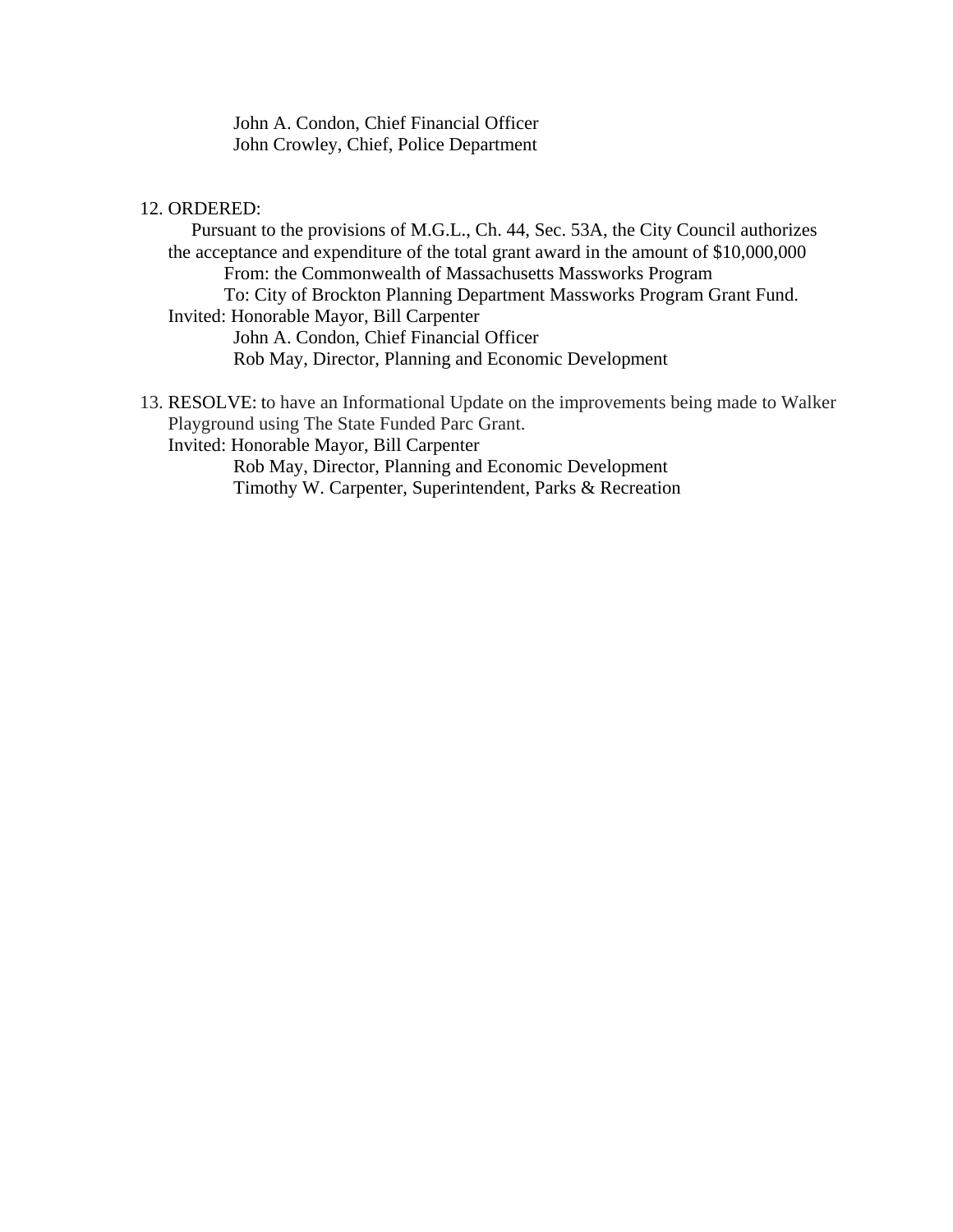John A. Condon, Chief Financial Officer
John Crowley, Chief, Police Department

12. ORDERED:
    Pursuant to the provisions of M.G.L., Ch. 44, Sec. 53A, the City Council authorizes the acceptance and expenditure of the total grant award in the amount of $10,000,000
    From: the Commonwealth of Massachusetts Massworks Program
    To: City of Brockton Planning Department Massworks Program Grant Fund.
    Invited: Honorable Mayor, Bill Carpenter
    John A. Condon, Chief Financial Officer
    Rob May, Director, Planning and Economic Development

13. RESOLVE: to have an Informational Update on the improvements being made to Walker Playground using The State Funded Parc Grant.
    Invited: Honorable Mayor, Bill Carpenter
    Rob May, Director, Planning and Economic Development
    Timothy W. Carpenter, Superintendent, Parks & Recreation